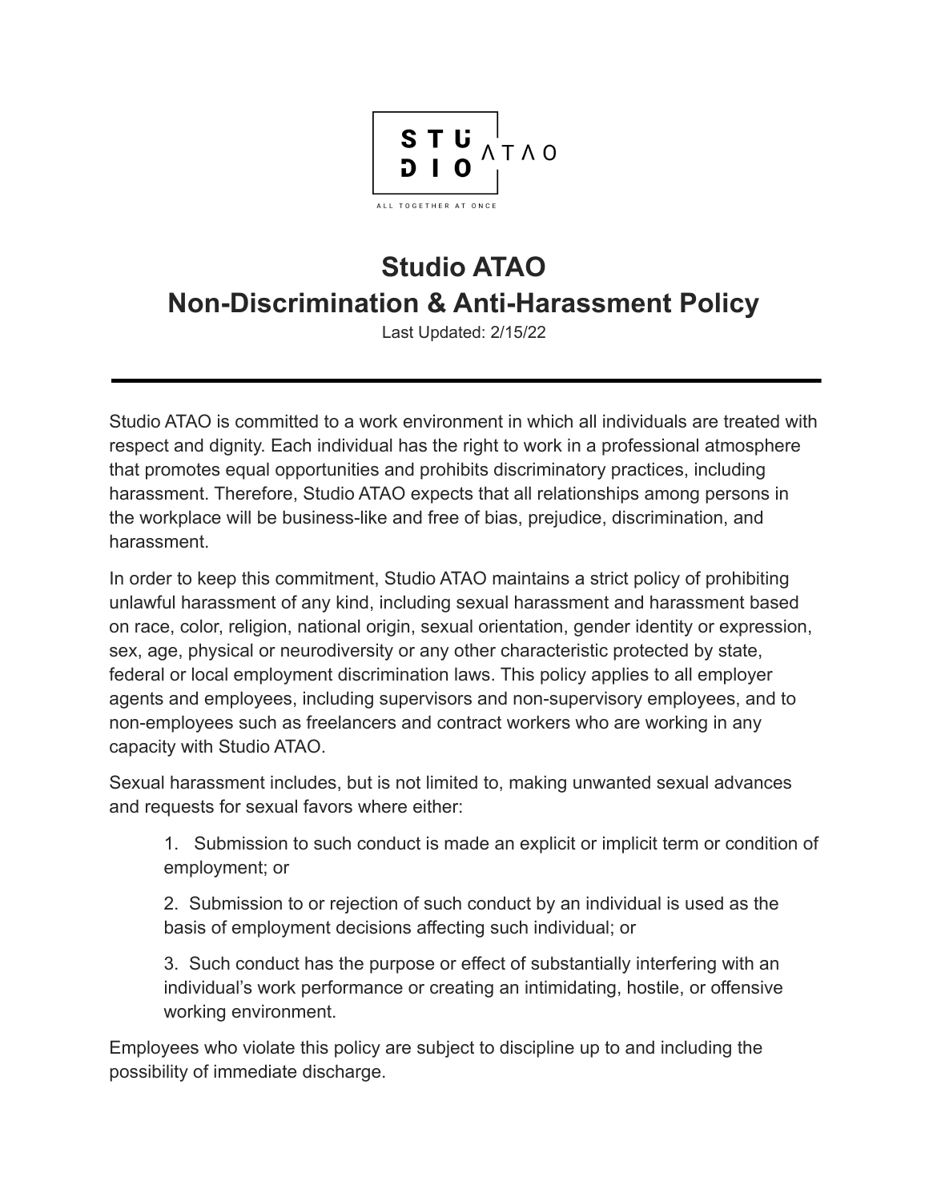# Studio ATAO
# Non-Discrimination & Anti-Harassment Policy

Last Updated: 2/15/22

---

Studio ATAO is committed to a work environment in which all individuals are treated with respect and dignity. Each individual has the right to work in a professional atmosphere that promotes equal opportunities and prohibits discriminatory practices, including harassment. Therefore, Studio ATAO expects that all relationships among persons in the workplace will be business-like and free of bias, prejudice, discrimination, and harassment.

In order to keep this commitment, Studio ATAO maintains a strict policy of prohibiting unlawful harassment of any kind, including sexual harassment and harassment based on race, color, religion, national origin, sexual orientation, gender identity or expression, sex, age, physical or neurodiversity or any other characteristic protected by state, federal or local employment discrimination laws. This policy applies to all employer agents and employees, including supervisors and non-supervisory employees, and to non-employees such as freelancers and contract workers who are working in any capacity with Studio ATAO.

Sexual harassment includes, but is not limited to, making unwanted sexual advances and requests for sexual favors where either:

1. Submission to such conduct is made an explicit or implicit term or condition of employment; or
2. Submission to or rejection of such conduct by an individual is used as the basis of employment decisions affecting such individual; or
3. Such conduct has the purpose or effect of substantially interfering with an individual's work performance or creating an intimidating, hostile, or offensive working environment.

Employees who violate this policy are subject to discipline up to and including the possibility of immediate discharge.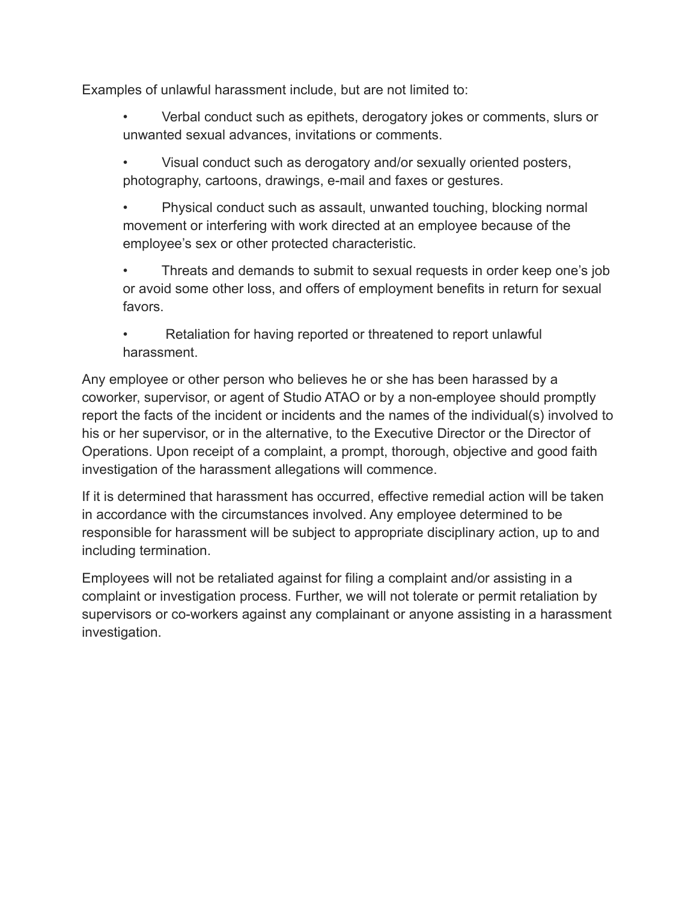Examples of unlawful harassment include, but are not limited to:

- Verbal conduct such as epithets, derogatory jokes or comments, slurs or unwanted sexual advances, invitations or comments.
- Visual conduct such as derogatory and/or sexually oriented posters, photography, cartoons, drawings, e-mail and faxes or gestures.
- Physical conduct such as assault, unwanted touching, blocking normal movement or interfering with work directed at an employee because of the employee's sex or other protected characteristic.
- Threats and demands to submit to sexual requests in order keep one's job or avoid some other loss, and offers of employment benefits in return for sexual favors.
- Retaliation for having reported or threatened to report unlawful harassment.

Any employee or other person who believes he or she has been harassed by a coworker, supervisor, or agent of Studio ATAO or by a non-employee should promptly report the facts of the incident or incidents and the names of the individual(s) involved to his or her supervisor, or in the alternative, to the Executive Director or the Director of Operations. Upon receipt of a complaint, a prompt, thorough, objective and good faith investigation of the harassment allegations will commence.

If it is determined that harassment has occurred, effective remedial action will be taken in accordance with the circumstances involved. Any employee determined to be responsible for harassment will be subject to appropriate disciplinary action, up to and including termination.

Employees will not be retaliated against for filing a complaint and/or assisting in a complaint or investigation process. Further, we will not tolerate or permit retaliation by supervisors or co-workers against any complainant or anyone assisting in a harassment investigation.